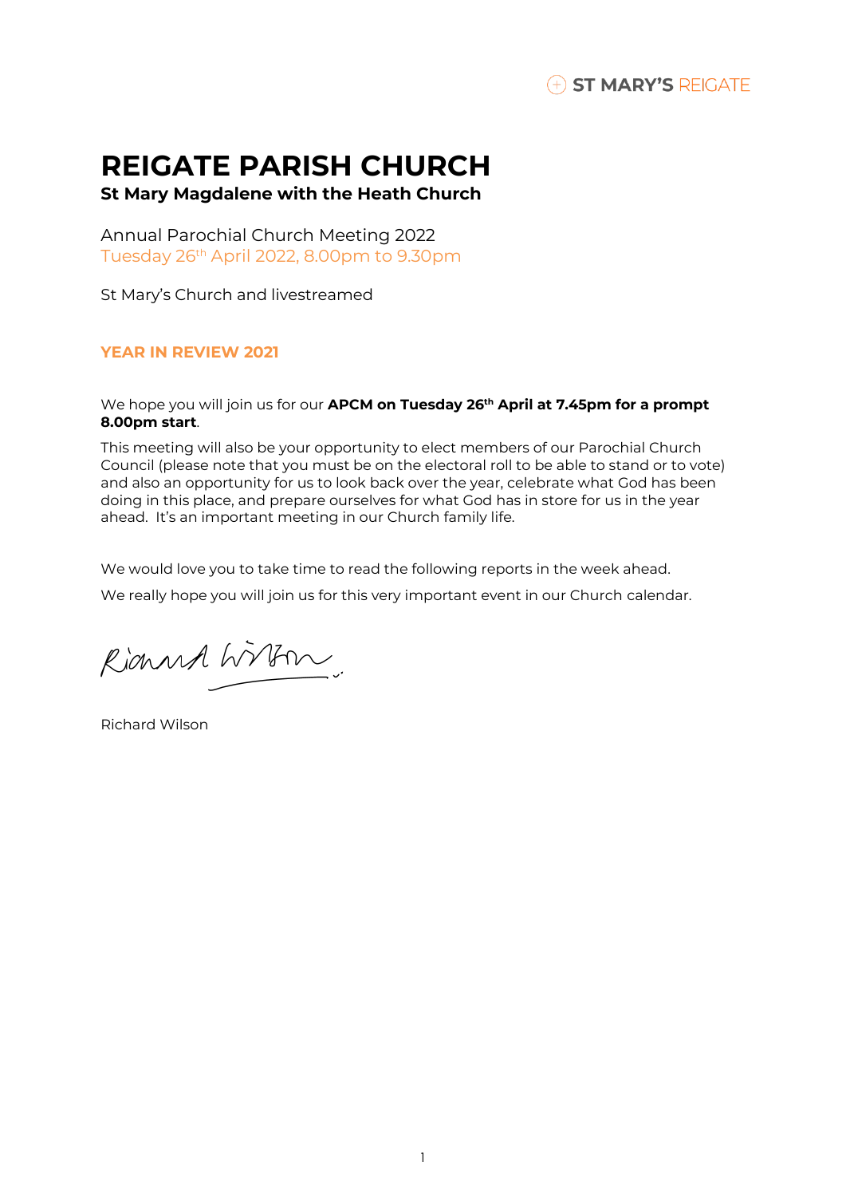ST MARY'S REIGATE

# REIGATE PARISH CHURCH

**St Mary Magdalene with the Heath Church**

Annual Parochial Church Meeting 2022

Tuesday 26th April 2022, 8.00pm to 9.30pm

St Mary's Church and livestreamed

## YEAR IN REVIEW 2021

We hope you will join us for our **APCM on Tuesday 26th April at 7.45pm for a prompt 8.00pm start**.

This meeting will also be your opportunity to elect members of our Parochial Church Council (please note that you must be on the electoral roll to be able to stand or to vote) and also an opportunity for us to look back over the year, celebrate what God has been doing in this place, and prepare ourselves for what God has in store for us in the year ahead. It's an important meeting in our Church family life.

We would love you to take time to read the following reports in the week ahead.

We really hope you will join us for this very important event in our Church calendar.

Richard Wilson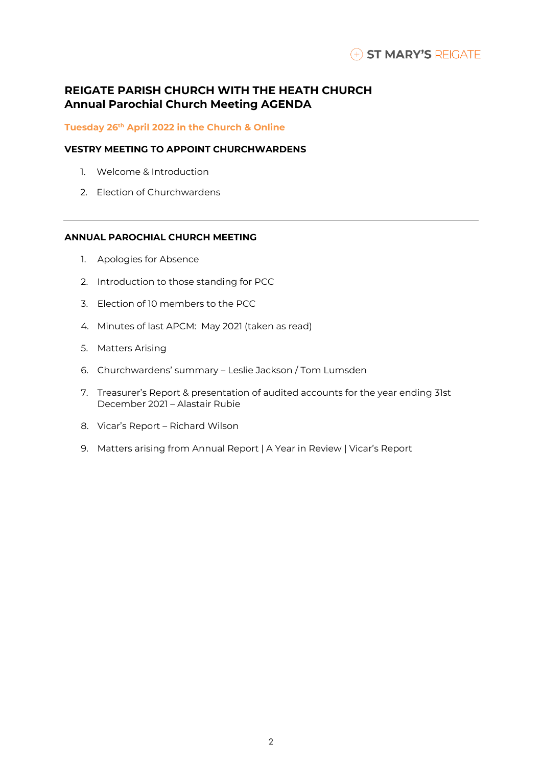ST MARY'S REIGATE

# REIGATE PARISH CHURCH WITH THE HEATH CHURCH
## Annual Parochial Church Meeting AGENDA

**Tuesday 26th April 2022 in the Church & Online**

### VESTRY MEETING TO APPOINT CHURCHWARDENS

1. Welcome & Introduction
2. Election of Churchwardens

---

### ANNUAL PAROCHIAL CHURCH MEETING

1. Apologies for Absence
2. Introduction to those standing for PCC
3. Election of 10 members to the PCC
4. Minutes of last APCM:  May 2021 (taken as read)
5. Matters Arising
6. Churchwardens' summary – Leslie Jackson / Tom Lumsden
7. Treasurer's Report & presentation of audited accounts for the year ending 31st December 2021 – Alastair Rubie
8. Vicar's Report – Richard Wilson
9. Matters arising from Annual Report | A Year in Review | Vicar's Report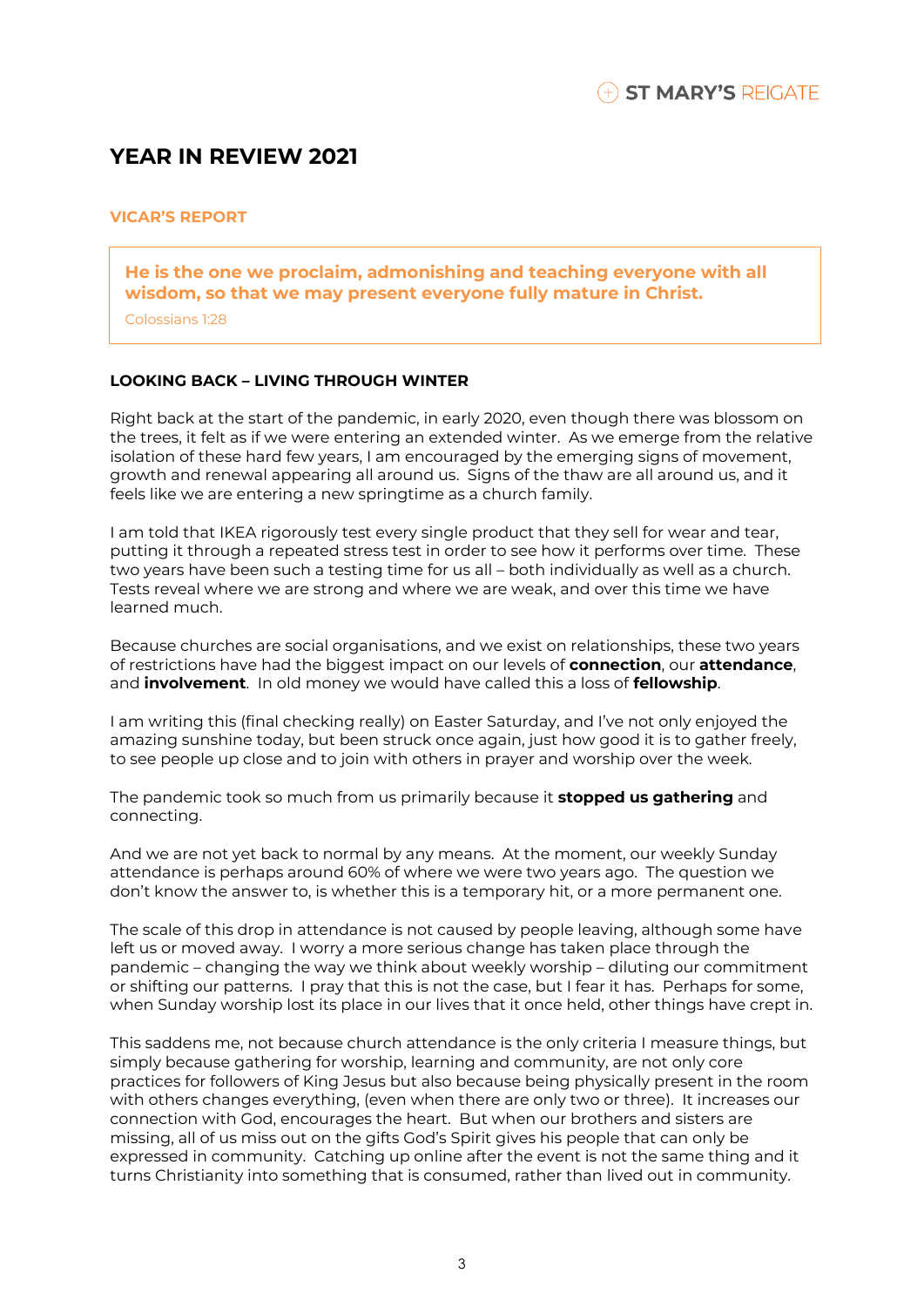# YEAR IN REVIEW 2021

## VICAR'S REPORT

> **He is the one we proclaim, admonishing and teaching everyone with all wisdom, so that we may present everyone fully mature in Christ.**
>
> Colossians 1:28

### LOOKING BACK – LIVING THROUGH WINTER

Right back at the start of the pandemic, in early 2020, even though there was blossom on the trees, it felt as if we were entering an extended winter. As we emerge from the relative isolation of these hard few years, I am encouraged by the emerging signs of movement, growth and renewal appearing all around us. Signs of the thaw are all around us, and it feels like we are entering a new springtime as a church family.

I am told that IKEA rigorously test every single product that they sell for wear and tear, putting it through a repeated stress test in order to see how it performs over time. These two years have been such a testing time for us all – both individually as well as a church. Tests reveal where we are strong and where we are weak, and over this time we have learned much.

Because churches are social organisations, and we exist on relationships, these two years of restrictions have had the biggest impact on our levels of **connection**, our **attendance**, and **involvement**. In old money we would have called this a loss of **fellowship**.

I am writing this (final checking really) on Easter Saturday, and I've not only enjoyed the amazing sunshine today, but been struck once again, just how good it is to gather freely, to see people up close and to join with others in prayer and worship over the week.

The pandemic took so much from us primarily because it **stopped us gathering** and connecting.

And we are not yet back to normal by any means. At the moment, our weekly Sunday attendance is perhaps around 60% of where we were two years ago. The question we don't know the answer to, is whether this is a temporary hit, or a more permanent one.

The scale of this drop in attendance is not caused by people leaving, although some have left us or moved away. I worry a more serious change has taken place through the pandemic – changing the way we think about weekly worship – diluting our commitment or shifting our patterns. I pray that this is not the case, but I fear it has. Perhaps for some, when Sunday worship lost its place in our lives that it once held, other things have crept in.

This saddens me, not because church attendance is the only criteria I measure things, but simply because gathering for worship, learning and community, are not only core practices for followers of King Jesus but also because being physically present in the room with others changes everything, (even when there are only two or three). It increases our connection with God, encourages the heart. But when our brothers and sisters are missing, all of us miss out on the gifts God's Spirit gives his people that can only be expressed in community. Catching up online after the event is not the same thing and it turns Christianity into something that is consumed, rather than lived out in community.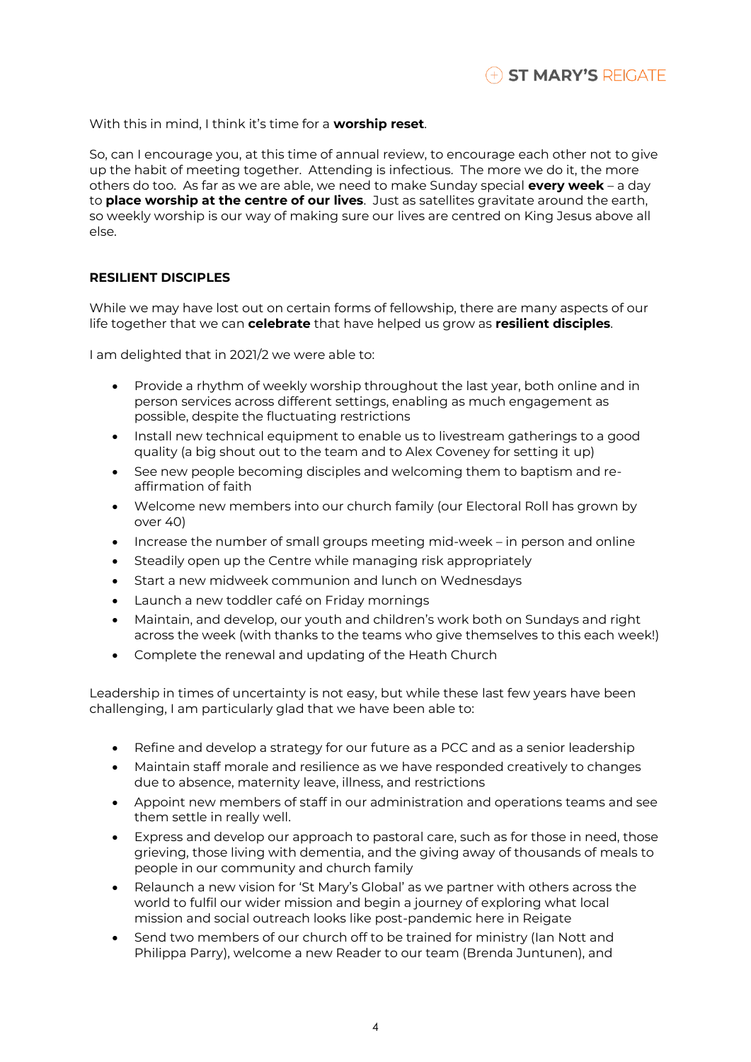With this in mind, I think it's time for a **worship reset**.

So, can I encourage you, at this time of annual review, to encourage each other not to give up the habit of meeting together. Attending is infectious. The more we do it, the more others do too. As far as we are able, we need to make Sunday special **every week** – a day to **place worship at the centre of our lives**. Just as satellites gravitate around the earth, so weekly worship is our way of making sure our lives are centred on King Jesus above all else.

## RESILIENT DISCIPLES

While we may have lost out on certain forms of fellowship, there are many aspects of our life together that we can **celebrate** that have helped us grow as **resilient disciples**.

I am delighted that in 2021/2 we were able to:

- Provide a rhythm of weekly worship throughout the last year, both online and in person services across different settings, enabling as much engagement as possible, despite the fluctuating restrictions
- Install new technical equipment to enable us to livestream gatherings to a good quality (a big shout out to the team and to Alex Coveney for setting it up)
- See new people becoming disciples and welcoming them to baptism and re-affirmation of faith
- Welcome new members into our church family (our Electoral Roll has grown by over 40)
- Increase the number of small groups meeting mid-week – in person and online
- Steadily open up the Centre while managing risk appropriately
- Start a new midweek communion and lunch on Wednesdays
- Launch a new toddler café on Friday mornings
- Maintain, and develop, our youth and children's work both on Sundays and right across the week (with thanks to the teams who give themselves to this each week!)
- Complete the renewal and updating of the Heath Church

Leadership in times of uncertainty is not easy, but while these last few years have been challenging, I am particularly glad that we have been able to:

- Refine and develop a strategy for our future as a PCC and as a senior leadership
- Maintain staff morale and resilience as we have responded creatively to changes due to absence, maternity leave, illness, and restrictions
- Appoint new members of staff in our administration and operations teams and see them settle in really well.
- Express and develop our approach to pastoral care, such as for those in need, those grieving, those living with dementia, and the giving away of thousands of meals to people in our community and church family
- Relaunch a new vision for 'St Mary's Global' as we partner with others across the world to fulfil our wider mission and begin a journey of exploring what local mission and social outreach looks like post-pandemic here in Reigate
- Send two members of our church off to be trained for ministry (Ian Nott and Philippa Parry), welcome a new Reader to our team (Brenda Juntunen), and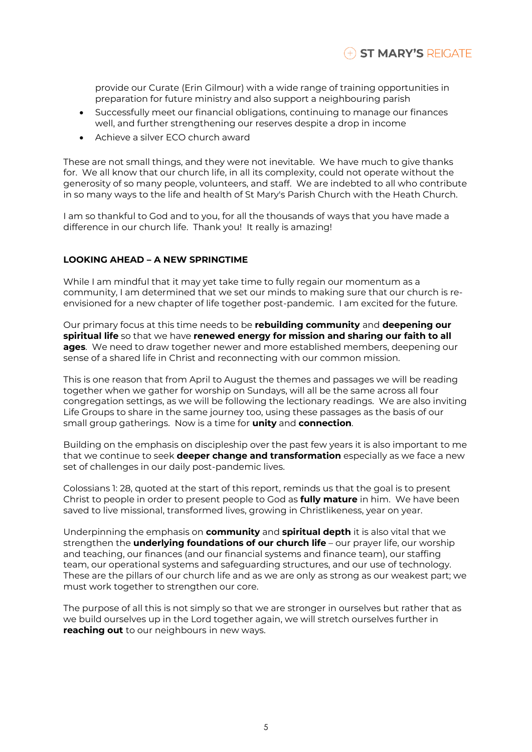provide our Curate (Erin Gilmour) with a wide range of training opportunities in preparation for future ministry and also support a neighbouring parish

- Successfully meet our financial obligations, continuing to manage our finances well, and further strengthening our reserves despite a drop in income
- Achieve a silver ECO church award

These are not small things, and they were not inevitable. We have much to give thanks for. We all know that our church life, in all its complexity, could not operate without the generosity of so many people, volunteers, and staff. We are indebted to all who contribute in so many ways to the life and health of St Mary's Parish Church with the Heath Church.

I am so thankful to God and to you, for all the thousands of ways that you have made a difference in our church life. Thank you! It really is amazing!

**LOOKING AHEAD – A NEW SPRINGTIME**

While I am mindful that it may yet take time to fully regain our momentum as a community, I am determined that we set our minds to making sure that our church is re-envisioned for a new chapter of life together post-pandemic. I am excited for the future.

Our primary focus at this time needs to be **rebuilding community** and **deepening our spiritual life** so that we have **renewed energy for mission and sharing our faith to all ages**. We need to draw together newer and more established members, deepening our sense of a shared life in Christ and reconnecting with our common mission.

This is one reason that from April to August the themes and passages we will be reading together when we gather for worship on Sundays, will all be the same across all four congregation settings, as we will be following the lectionary readings. We are also inviting Life Groups to share in the same journey too, using these passages as the basis of our small group gatherings. Now is a time for **unity** and **connection**.

Building on the emphasis on discipleship over the past few years it is also important to me that we continue to seek **deeper change and transformation** especially as we face a new set of challenges in our daily post-pandemic lives.

Colossians 1: 28, quoted at the start of this report, reminds us that the goal is to present Christ to people in order to present people to God as **fully mature** in him. We have been saved to live missional, transformed lives, growing in Christlikeness, year on year.

Underpinning the emphasis on **community** and **spiritual depth** it is also vital that we strengthen the **underlying foundations of our church life** – our prayer life, our worship and teaching, our finances (and our financial systems and finance team), our staffing team, our operational systems and safeguarding structures, and our use of technology. These are the pillars of our church life and as we are only as strong as our weakest part; we must work together to strengthen our core.

The purpose of all this is not simply so that we are stronger in ourselves but rather that as we build ourselves up in the Lord together again, we will stretch ourselves further in **reaching out** to our neighbours in new ways.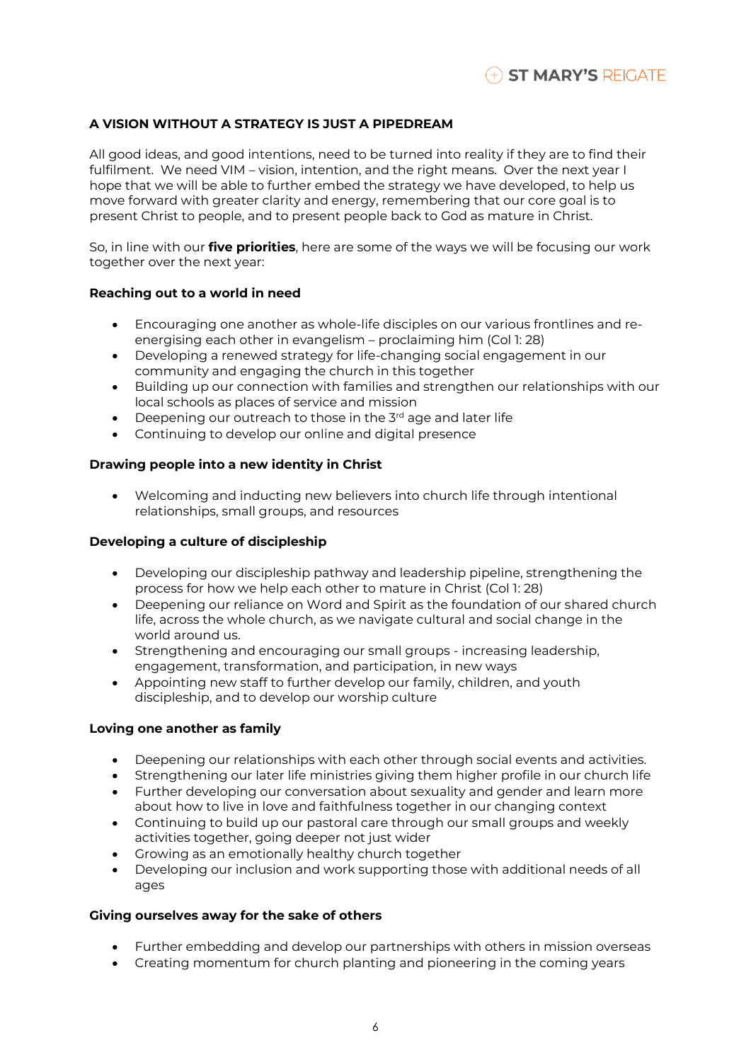## A VISION WITHOUT A STRATEGY IS JUST A PIPEDREAM

All good ideas, and good intentions, need to be turned into reality if they are to find their fulfilment. We need VIM – vision, intention, and the right means. Over the next year I hope that we will be able to further embed the strategy we have developed, to help us move forward with greater clarity and energy, remembering that our core goal is to present Christ to people, and to present people back to God as mature in Christ.

So, in line with our **five priorities**, here are some of the ways we will be focusing our work together over the next year:

### Reaching out to a world in need

- Encouraging one another as whole-life disciples on our various frontlines and re-energising each other in evangelism – proclaiming him (Col 1: 28)
- Developing a renewed strategy for life-changing social engagement in our community and engaging the church in this together
- Building up our connection with families and strengthen our relationships with our local schools as places of service and mission
- Deepening our outreach to those in the 3rd age and later life
- Continuing to develop our online and digital presence

### Drawing people into a new identity in Christ

- Welcoming and inducting new believers into church life through intentional relationships, small groups, and resources

### Developing a culture of discipleship

- Developing our discipleship pathway and leadership pipeline, strengthening the process for how we help each other to mature in Christ (Col 1: 28)
- Deepening our reliance on Word and Spirit as the foundation of our shared church life, across the whole church, as we navigate cultural and social change in the world around us.
- Strengthening and encouraging our small groups - increasing leadership, engagement, transformation, and participation, in new ways
- Appointing new staff to further develop our family, children, and youth discipleship, and to develop our worship culture

### Loving one another as family

- Deepening our relationships with each other through social events and activities.
- Strengthening our later life ministries giving them higher profile in our church life
- Further developing our conversation about sexuality and gender and learn more about how to live in love and faithfulness together in our changing context
- Continuing to build up our pastoral care through our small groups and weekly activities together, going deeper not just wider
- Growing as an emotionally healthy church together
- Developing our inclusion and work supporting those with additional needs of all ages

### Giving ourselves away for the sake of others

- Further embedding and develop our partnerships with others in mission overseas
- Creating momentum for church planting and pioneering in the coming years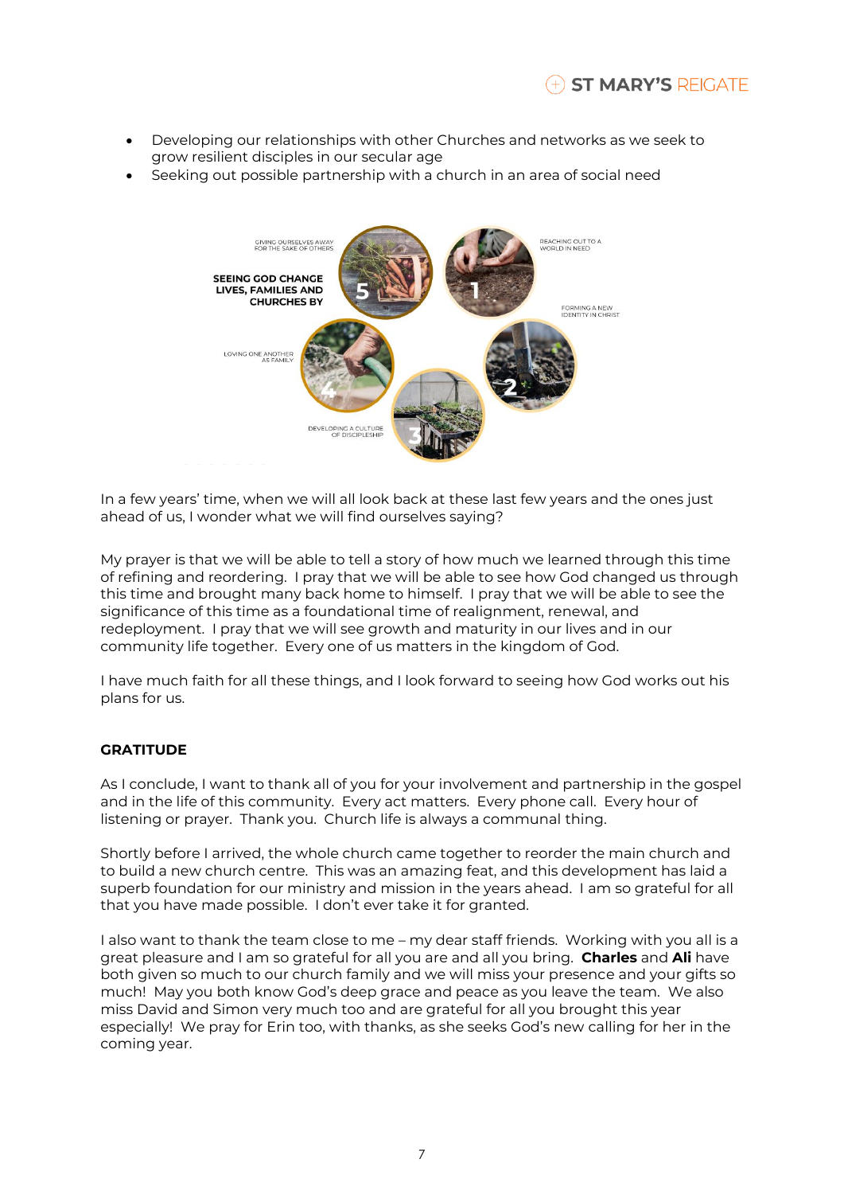- Developing our relationships with other Churches and networks as we seek to grow resilient disciples in our secular age
- Seeking out possible partnership with a church in an area of social need

SEEING GOD CHANGE LIVES, FAMILIES AND CHURCHES BY

1. REACHING OUT TO A WORLD IN NEED
2. FORMING A NEW IDENTITY IN CHRIST
3. DEVELOPING A CULTURE OF DISCIPLESHIP
4. LOVING ONE ANOTHER AS FAMILY
5. GIVING OURSELVES AWAY FOR THE SAKE OF OTHERS

In a few years' time, when we will all look back at these last few years and the ones just ahead of us, I wonder what we will find ourselves saying?

My prayer is that we will be able to tell a story of how much we learned through this time of refining and reordering. I pray that we will be able to see how God changed us through this time and brought many back home to himself. I pray that we will be able to see the significance of this time as a foundational time of realignment, renewal, and redeployment. I pray that we will see growth and maturity in our lives and in our community life together. Every one of us matters in the kingdom of God.

I have much faith for all these things, and I look forward to seeing how God works out his plans for us.

**GRATITUDE**

As I conclude, I want to thank all of you for your involvement and partnership in the gospel and in the life of this community. Every act matters. Every phone call. Every hour of listening or prayer. Thank you. Church life is always a communal thing.

Shortly before I arrived, the whole church came together to reorder the main church and to build a new church centre. This was an amazing feat, and this development has laid a superb foundation for our ministry and mission in the years ahead. I am so grateful for all that you have made possible. I don't ever take it for granted.

I also want to thank the team close to me – my dear staff friends. Working with you all is a great pleasure and I am so grateful for all you are and all you bring. **Charles** and **Ali** have both given so much to our church family and we will miss your presence and your gifts so much! May you both know God's deep grace and peace as you leave the team. We also miss David and Simon very much too and are grateful for all you brought this year especially! We pray for Erin too, with thanks, as she seeks God's new calling for her in the coming year.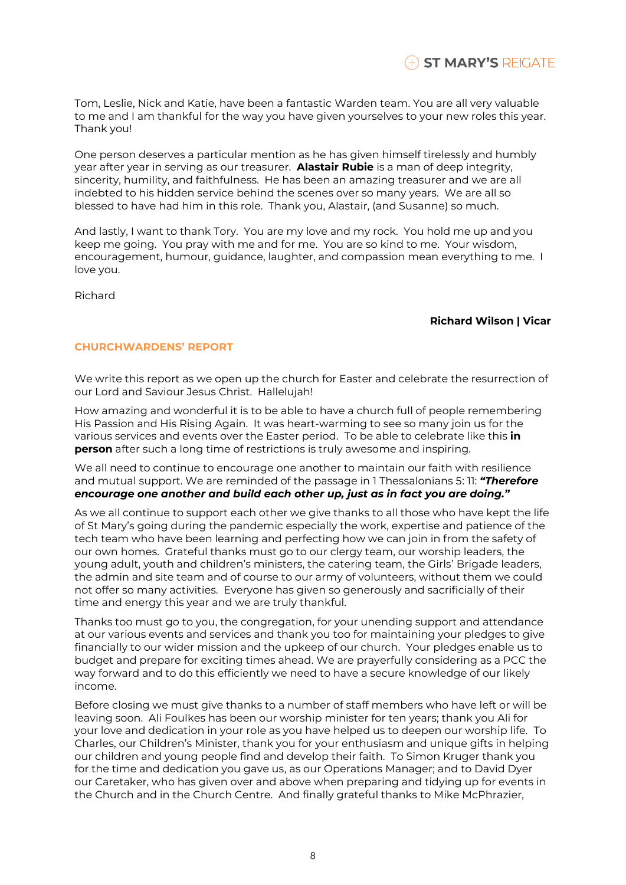Tom, Leslie, Nick and Katie, have been a fantastic Warden team. You are all very valuable to me and I am thankful for the way you have given yourselves to your new roles this year. Thank you!

One person deserves a particular mention as he has given himself tirelessly and humbly year after year in serving as our treasurer. **Alastair Rubie** is a man of deep integrity, sincerity, humility, and faithfulness. He has been an amazing treasurer and we are all indebted to his hidden service behind the scenes over so many years. We are all so blessed to have had him in this role. Thank you, Alastair, (and Susanne) so much.

And lastly, I want to thank Tory. You are my love and my rock. You hold me up and you keep me going. You pray with me and for me. You are so kind to me. Your wisdom, encouragement, humour, guidance, laughter, and compassion mean everything to me. I love you.

Richard

**Richard Wilson | Vicar**

## CHURCHWARDENS' REPORT

We write this report as we open up the church for Easter and celebrate the resurrection of our Lord and Saviour Jesus Christ. Hallelujah!

How amazing and wonderful it is to be able to have a church full of people remembering His Passion and His Rising Again. It was heart-warming to see so many join us for the various services and events over the Easter period. To be able to celebrate like this **in person** after such a long time of restrictions is truly awesome and inspiring.

We all need to continue to encourage one another to maintain our faith with resilience and mutual support. We are reminded of the passage in 1 Thessalonians 5: 11: ***"Therefore encourage one another and build each other up, just as in fact you are doing."***

As we all continue to support each other we give thanks to all those who have kept the life of St Mary's going during the pandemic especially the work, expertise and patience of the tech team who have been learning and perfecting how we can join in from the safety of our own homes. Grateful thanks must go to our clergy team, our worship leaders, the young adult, youth and children's ministers, the catering team, the Girls' Brigade leaders, the admin and site team and of course to our army of volunteers, without them we could not offer so many activities. Everyone has given so generously and sacrificially of their time and energy this year and we are truly thankful.

Thanks too must go to you, the congregation, for your unending support and attendance at our various events and services and thank you too for maintaining your pledges to give financially to our wider mission and the upkeep of our church. Your pledges enable us to budget and prepare for exciting times ahead. We are prayerfully considering as a PCC the way forward and to do this efficiently we need to have a secure knowledge of our likely income.

Before closing we must give thanks to a number of staff members who have left or will be leaving soon. Ali Foulkes has been our worship minister for ten years; thank you Ali for your love and dedication in your role as you have helped us to deepen our worship life. To Charles, our Children's Minister, thank you for your enthusiasm and unique gifts in helping our children and young people find and develop their faith. To Simon Kruger thank you for the time and dedication you gave us, as our Operations Manager; and to David Dyer our Caretaker, who has given over and above when preparing and tidying up for events in the Church and in the Church Centre. And finally grateful thanks to Mike McPhrazier,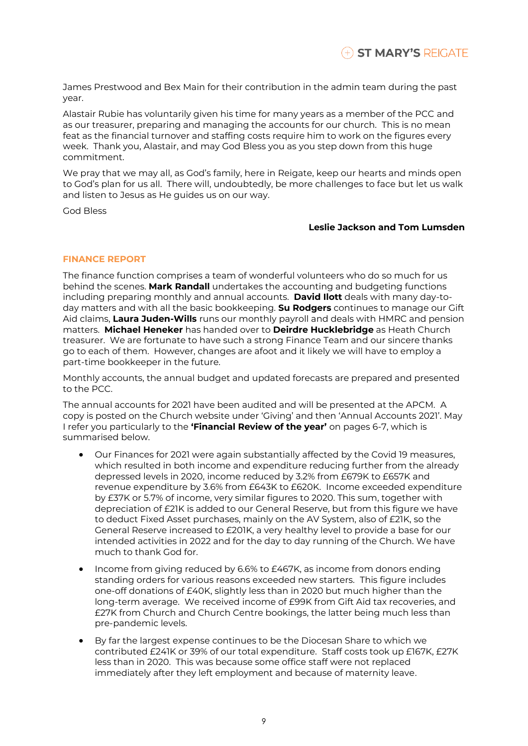James Prestwood and Bex Main for their contribution in the admin team during the past year.

Alastair Rubie has voluntarily given his time for many years as a member of the PCC and as our treasurer, preparing and managing the accounts for our church. This is no mean feat as the financial turnover and staffing costs require him to work on the figures every week. Thank you, Alastair, and may God Bless you as you step down from this huge commitment.

We pray that we may all, as God's family, here in Reigate, keep our hearts and minds open to God's plan for us all. There will, undoubtedly, be more challenges to face but let us walk and listen to Jesus as He guides us on our way.

God Bless

**Leslie Jackson and Tom Lumsden**

## FINANCE REPORT

The finance function comprises a team of wonderful volunteers who do so much for us behind the scenes. **Mark Randall** undertakes the accounting and budgeting functions including preparing monthly and annual accounts. **David Ilott** deals with many day-to-day matters and with all the basic bookkeeping. **Su Rodgers** continues to manage our Gift Aid claims, **Laura Juden-Wills** runs our monthly payroll and deals with HMRC and pension matters. **Michael Heneker** has handed over to **Deirdre Hucklebridge** as Heath Church treasurer. We are fortunate to have such a strong Finance Team and our sincere thanks go to each of them. However, changes are afoot and it likely we will have to employ a part-time bookkeeper in the future.

Monthly accounts, the annual budget and updated forecasts are prepared and presented to the PCC.

The annual accounts for 2021 have been audited and will be presented at the APCM. A copy is posted on the Church website under 'Giving' and then 'Annual Accounts 2021'. May I refer you particularly to the **'Financial Review of the year'** on pages 6-7, which is summarised below.

- Our Finances for 2021 were again substantially affected by the Covid 19 measures, which resulted in both income and expenditure reducing further from the already depressed levels in 2020, income reduced by 3.2% from £679K to £657K and revenue expenditure by 3.6% from £643K to £620K. Income exceeded expenditure by £37K or 5.7% of income, very similar figures to 2020. This sum, together with depreciation of £21K is added to our General Reserve, but from this figure we have to deduct Fixed Asset purchases, mainly on the AV System, also of £21K, so the General Reserve increased to £201K, a very healthy level to provide a base for our intended activities in 2022 and for the day to day running of the Church. We have much to thank God for.
- Income from giving reduced by 6.6% to £467K, as income from donors ending standing orders for various reasons exceeded new starters. This figure includes one-off donations of £40K, slightly less than in 2020 but much higher than the long-term average. We received income of £99K from Gift Aid tax recoveries, and £27K from Church and Church Centre bookings, the latter being much less than pre-pandemic levels.
- By far the largest expense continues to be the Diocesan Share to which we contributed £241K or 39% of our total expenditure. Staff costs took up £167K, £27K less than in 2020. This was because some office staff were not replaced immediately after they left employment and because of maternity leave.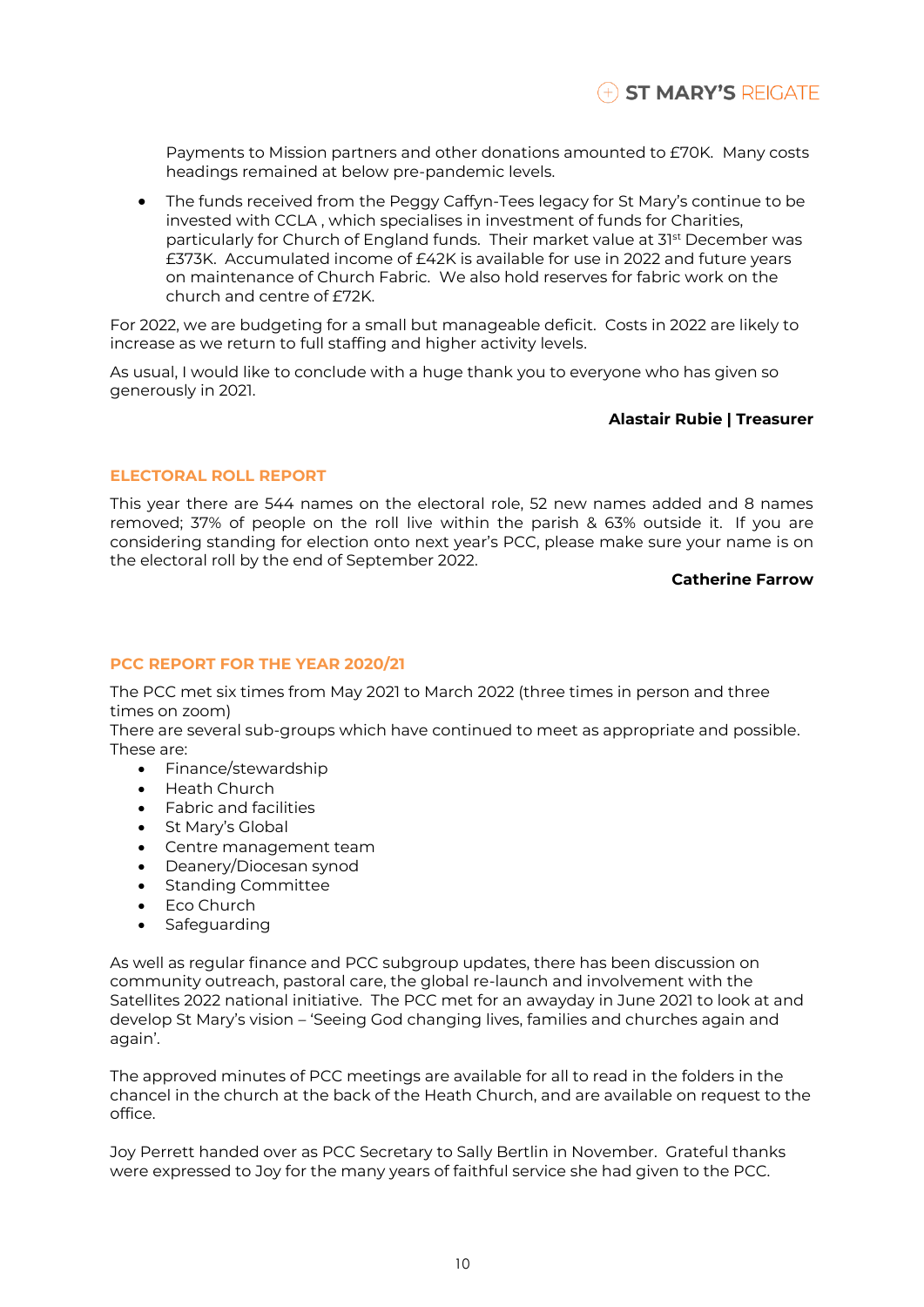Payments to Mission partners and other donations amounted to £70K. Many costs headings remained at below pre-pandemic levels.

- The funds received from the Peggy Caffyn-Tees legacy for St Mary's continue to be invested with CCLA , which specialises in investment of funds for Charities, particularly for Church of England funds. Their market value at 31st December was £373K. Accumulated income of £42K is available for use in 2022 and future years on maintenance of Church Fabric. We also hold reserves for fabric work on the church and centre of £72K.

For 2022, we are budgeting for a small but manageable deficit. Costs in 2022 are likely to increase as we return to full staffing and higher activity levels.

As usual, I would like to conclude with a huge thank you to everyone who has given so generously in 2021.

**Alastair Rubie | Treasurer**

## ELECTORAL ROLL REPORT

This year there are 544 names on the electoral role, 52 new names added and 8 names removed; 37% of people on the roll live within the parish & 63% outside it. If you are considering standing for election onto next year's PCC, please make sure your name is on the electoral roll by the end of September 2022.

**Catherine Farrow**

## PCC REPORT FOR THE YEAR 2020/21

The PCC met six times from May 2021 to March 2022 (three times in person and three times on zoom)
There are several sub-groups which have continued to meet as appropriate and possible. These are:

- Finance/stewardship
- Heath Church
- Fabric and facilities
- St Mary's Global
- Centre management team
- Deanery/Diocesan synod
- Standing Committee
- Eco Church
- Safeguarding

As well as regular finance and PCC subgroup updates, there has been discussion on community outreach, pastoral care, the global re-launch and involvement with the Satellites 2022 national initiative. The PCC met for an awayday in June 2021 to look at and develop St Mary's vision – 'Seeing God changing lives, families and churches again and again'.

The approved minutes of PCC meetings are available for all to read in the folders in the chancel in the church at the back of the Heath Church, and are available on request to the office.

Joy Perrett handed over as PCC Secretary to Sally Bertlin in November. Grateful thanks were expressed to Joy for the many years of faithful service she had given to the PCC.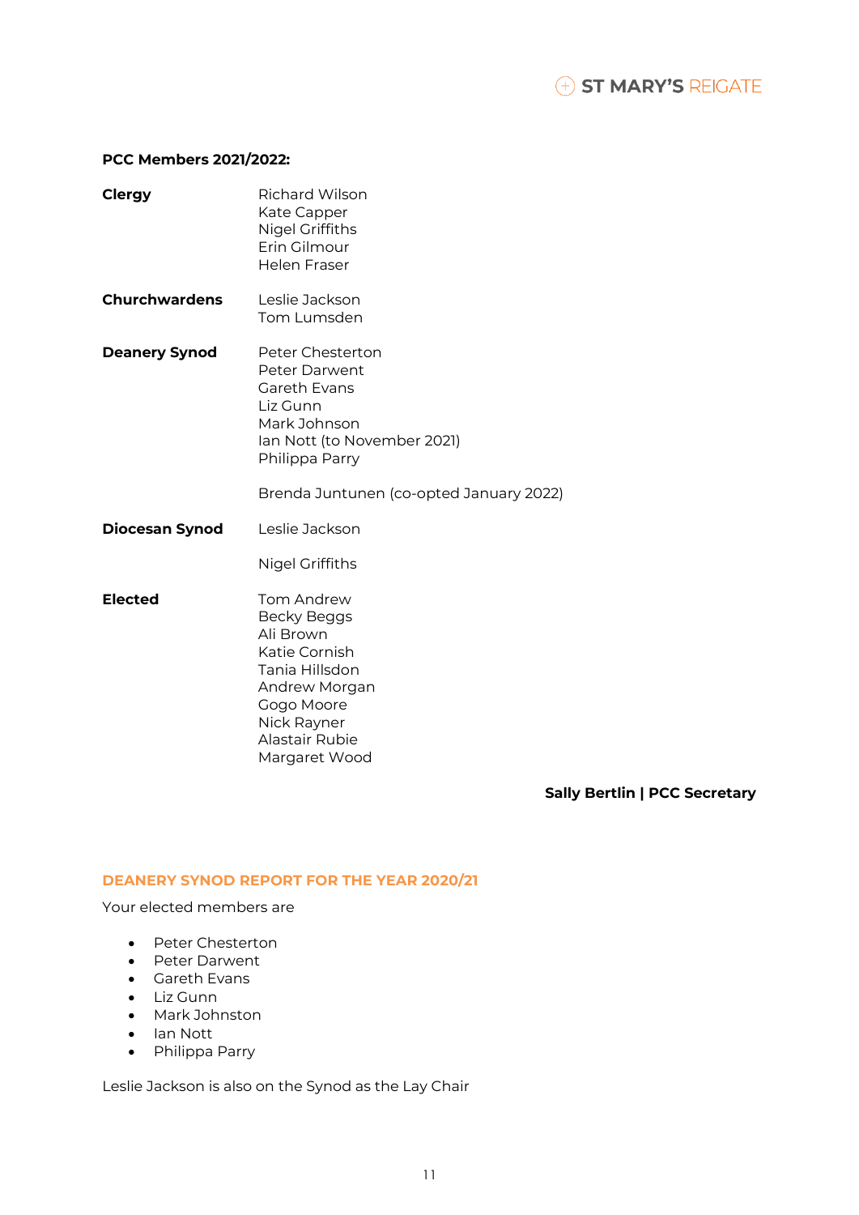**PCC Members 2021/2022:**

| | |
|---|---|
| **Clergy** | Richard Wilson<br>Kate Capper<br>Nigel Griffiths<br>Erin Gilmour<br>Helen Fraser |
| **Churchwardens** | Leslie Jackson<br>Tom Lumsden |
| **Deanery Synod** | Peter Chesterton<br>Peter Darwent<br>Gareth Evans<br>Liz Gunn<br>Mark Johnson<br>Ian Nott (to November 2021)<br>Philippa Parry<br><br>Brenda Juntunen (co-opted January 2022) |
| **Diocesan Synod** | Leslie Jackson<br><br>Nigel Griffiths |
| **Elected** | Tom Andrew<br>Becky Beggs<br>Ali Brown<br>Katie Cornish<br>Tania Hillsdon<br>Andrew Morgan<br>Gogo Moore<br>Nick Rayner<br>Alastair Rubie<br>Margaret Wood |

**Sally Bertlin | PCC Secretary**

## DEANERY SYNOD REPORT FOR THE YEAR 2020/21

Your elected members are

- Peter Chesterton
- Peter Darwent
- Gareth Evans
- Liz Gunn
- Mark Johnston
- Ian Nott
- Philippa Parry

Leslie Jackson is also on the Synod as the Lay Chair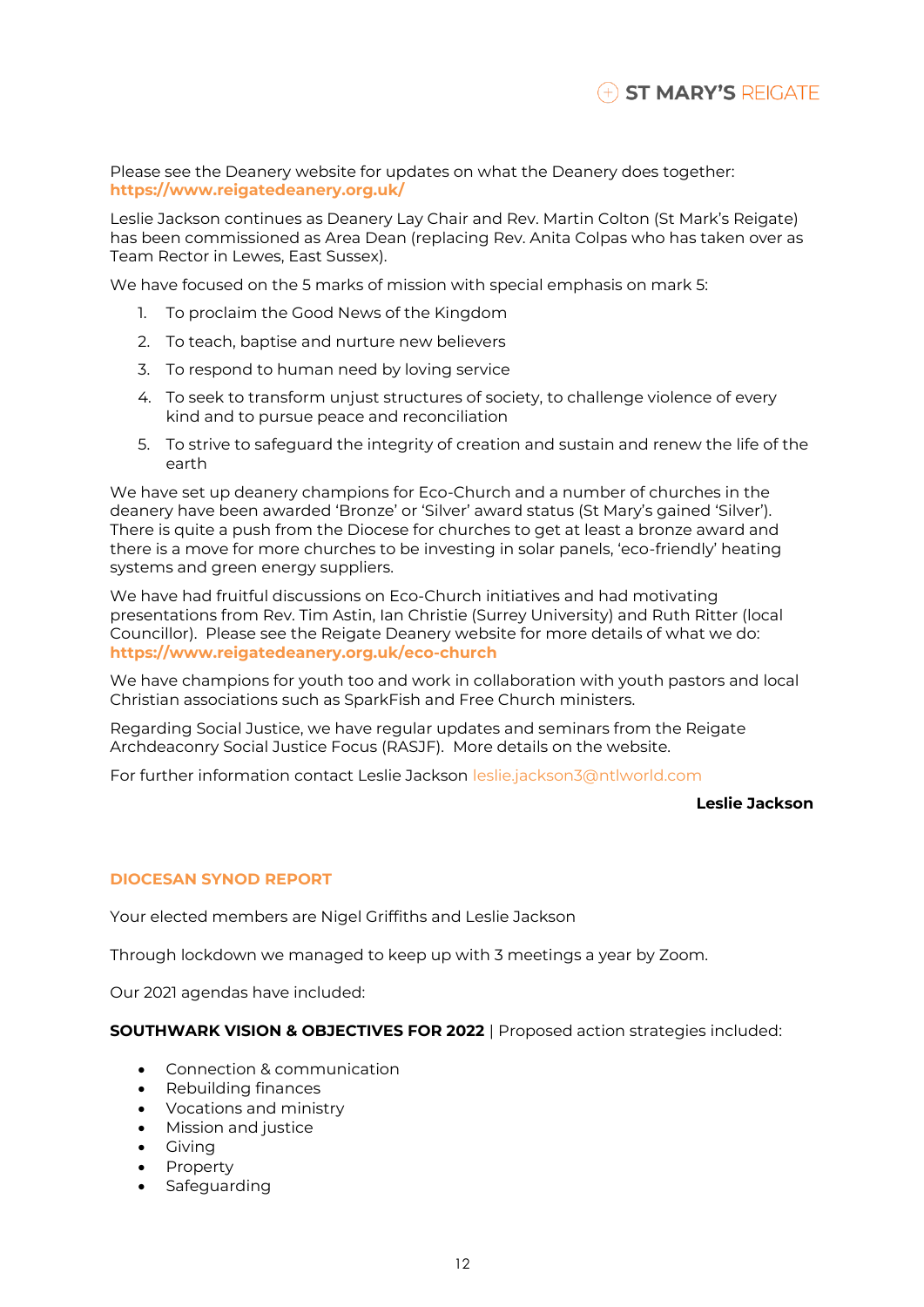Please see the Deanery website for updates on what the Deanery does together:
**https://www.reigatedeanery.org.uk/**

Leslie Jackson continues as Deanery Lay Chair and Rev. Martin Colton (St Mark's Reigate) has been commissioned as Area Dean (replacing Rev. Anita Colpas who has taken over as Team Rector in Lewes, East Sussex).

We have focused on the 5 marks of mission with special emphasis on mark 5:

1. To proclaim the Good News of the Kingdom
2. To teach, baptise and nurture new believers
3. To respond to human need by loving service
4. To seek to transform unjust structures of society, to challenge violence of every kind and to pursue peace and reconciliation
5. To strive to safeguard the integrity of creation and sustain and renew the life of the earth

We have set up deanery champions for Eco-Church and a number of churches in the deanery have been awarded 'Bronze' or 'Silver' award status (St Mary's gained 'Silver'). There is quite a push from the Diocese for churches to get at least a bronze award and there is a move for more churches to be investing in solar panels, 'eco-friendly' heating systems and green energy suppliers.

We have had fruitful discussions on Eco-Church initiatives and had motivating presentations from Rev. Tim Astin, Ian Christie (Surrey University) and Ruth Ritter (local Councillor). Please see the Reigate Deanery website for more details of what we do: **https://www.reigatedeanery.org.uk/eco-church**

We have champions for youth too and work in collaboration with youth pastors and local Christian associations such as SparkFish and Free Church ministers.

Regarding Social Justice, we have regular updates and seminars from the Reigate Archdeaconry Social Justice Focus (RASJF). More details on the website.

For further information contact Leslie Jackson leslie.jackson3@ntlworld.com

**Leslie Jackson**

## DIOCESAN SYNOD REPORT

Your elected members are Nigel Griffiths and Leslie Jackson

Through lockdown we managed to keep up with 3 meetings a year by Zoom.

Our 2021 agendas have included:

**SOUTHWARK VISION & OBJECTIVES FOR 2022** | Proposed action strategies included:

- Connection & communication
- Rebuilding finances
- Vocations and ministry
- Mission and justice
- Giving
- Property
- Safeguarding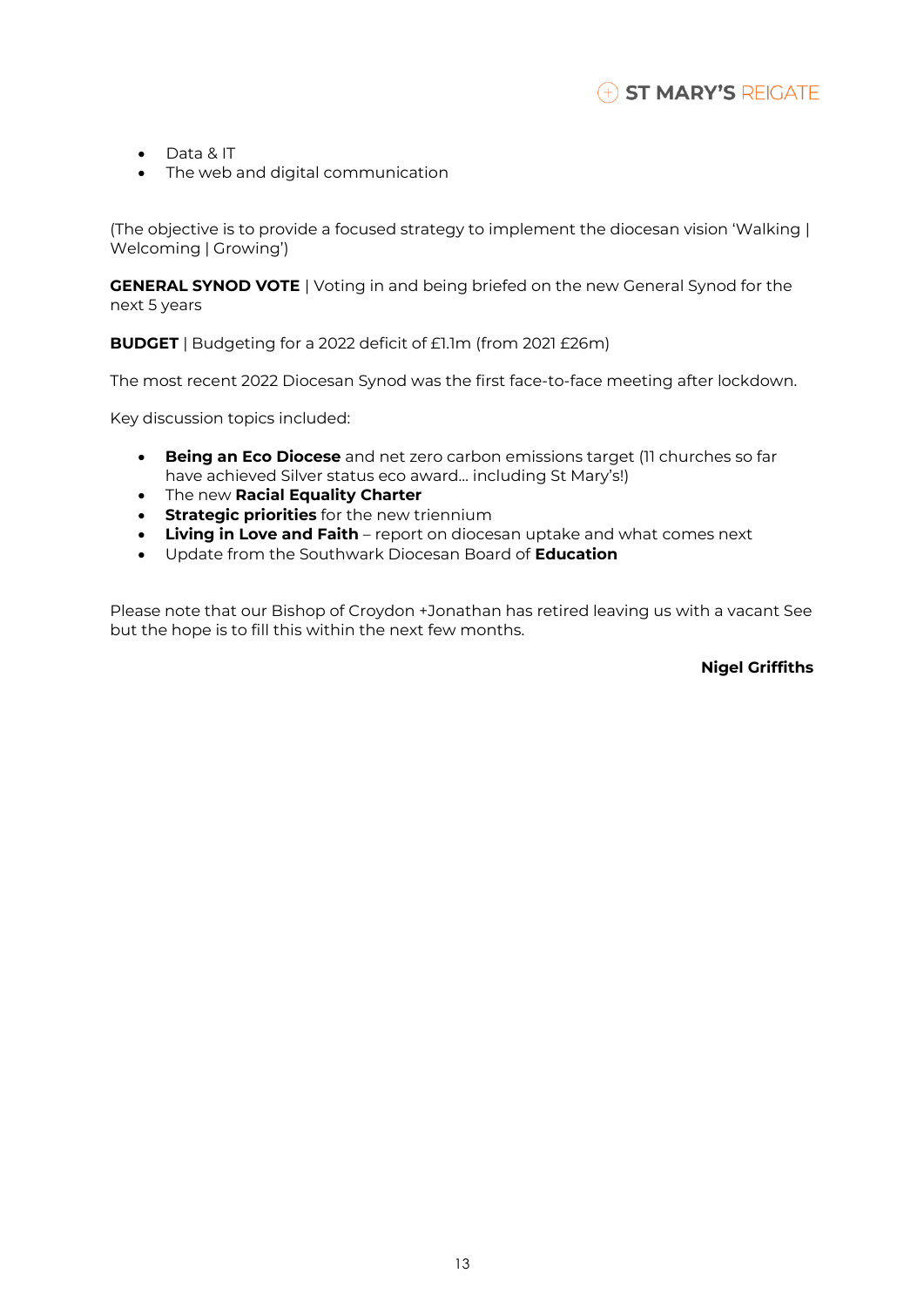- Data & IT
- The web and digital communication

(The objective is to provide a focused strategy to implement the diocesan vision 'Walking | Welcoming | Growing')

**GENERAL SYNOD VOTE** | Voting in and being briefed on the new General Synod for the next 5 years

**BUDGET** | Budgeting for a 2022 deficit of £1.1m (from 2021 £26m)

The most recent 2022 Diocesan Synod was the first face-to-face meeting after lockdown.

Key discussion topics included:

- **Being an Eco Diocese** and net zero carbon emissions target (11 churches so far have achieved Silver status eco award… including St Mary's!)
- The new **Racial Equality Charter**
- **Strategic priorities** for the new triennium
- **Living in Love and Faith** – report on diocesan uptake and what comes next
- Update from the Southwark Diocesan Board of **Education**

Please note that our Bishop of Croydon +Jonathan has retired leaving us with a vacant See but the hope is to fill this within the next few months.

**Nigel Griffiths**